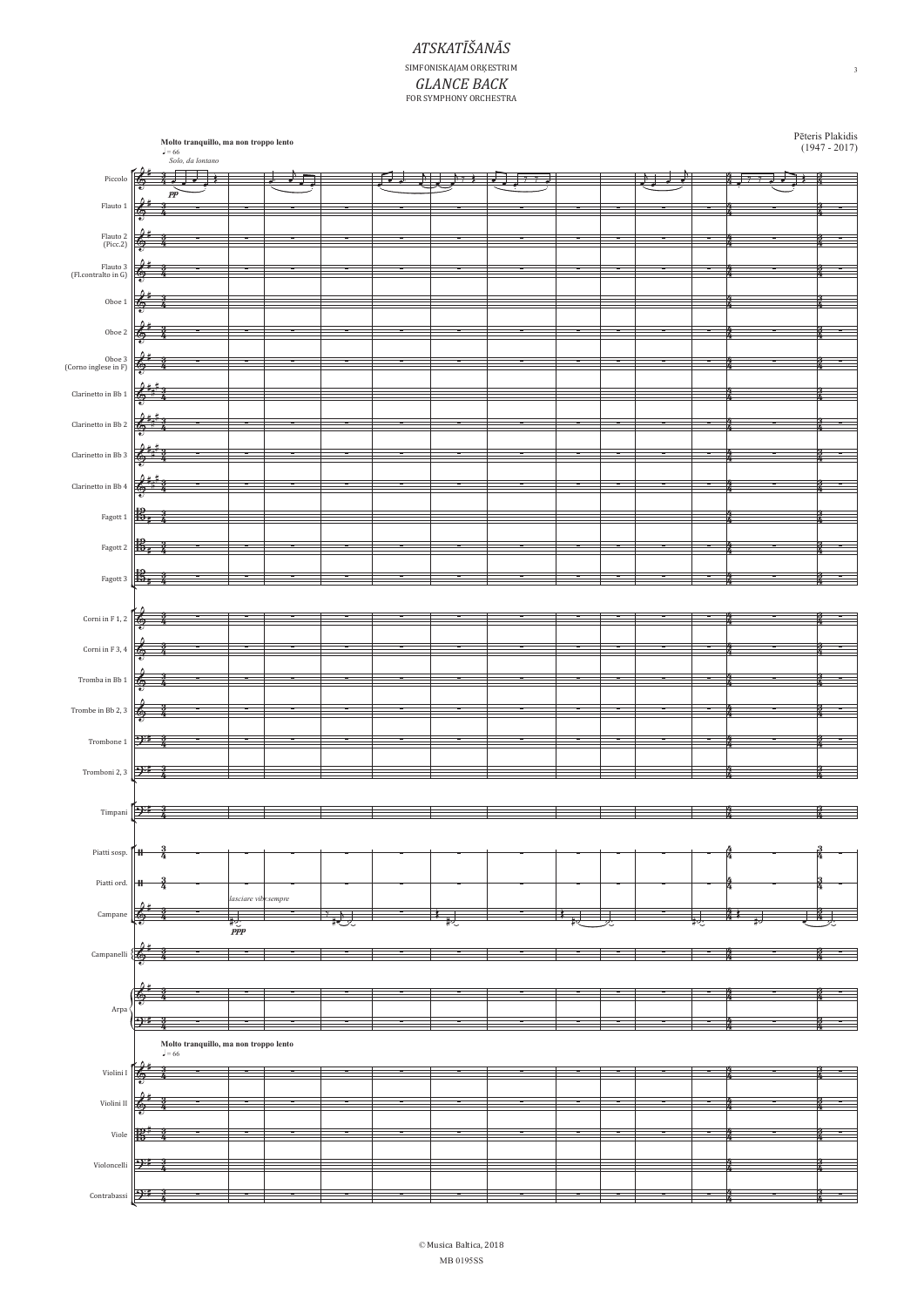# *ATSKATĪŠANĀS*

SIMFONISKAJAM ORĶESTRIM

## *GLANCE BACK*

FOR SYMPHONY ORCHESTRA

Pēteris Plakidis
(1947 - 2017)

**Molto tranquillo, ma non troppo lento**

♩ = 66

*Solo, da lontano*

Piccolo
Flauto 1
Flauto 2 (Picc.2)
Flauto 3 (Fl.contralto in G)
Oboe 1
Oboe 2
Oboe 3 (Corno inglese in F)
Clarinetto in Bb 1
Clarinetto in Bb 2
Clarinetto in Bb 3
Clarinetto in Bb 4
Fagott 1
Fagott 2
Fagott 3
Corni in F 1, 2
Corni in F 3, 4
Tromba in Bb 1
Trombe in Bb 2, 3
Trombone 1
Tromboni 2, 3
Timpani
Piatti sosp.
Piatti ord.
Campane
Campanelli
Arpa

**Molto tranquillo, ma non troppo lento**

♩ = 66

Violini I
Violini II
Viole
Violoncelli
Contrabassi

*pp*

*lasciare vibr.sempre*

*ppp*

© Musica Baltica, 2018

MB 0195SS